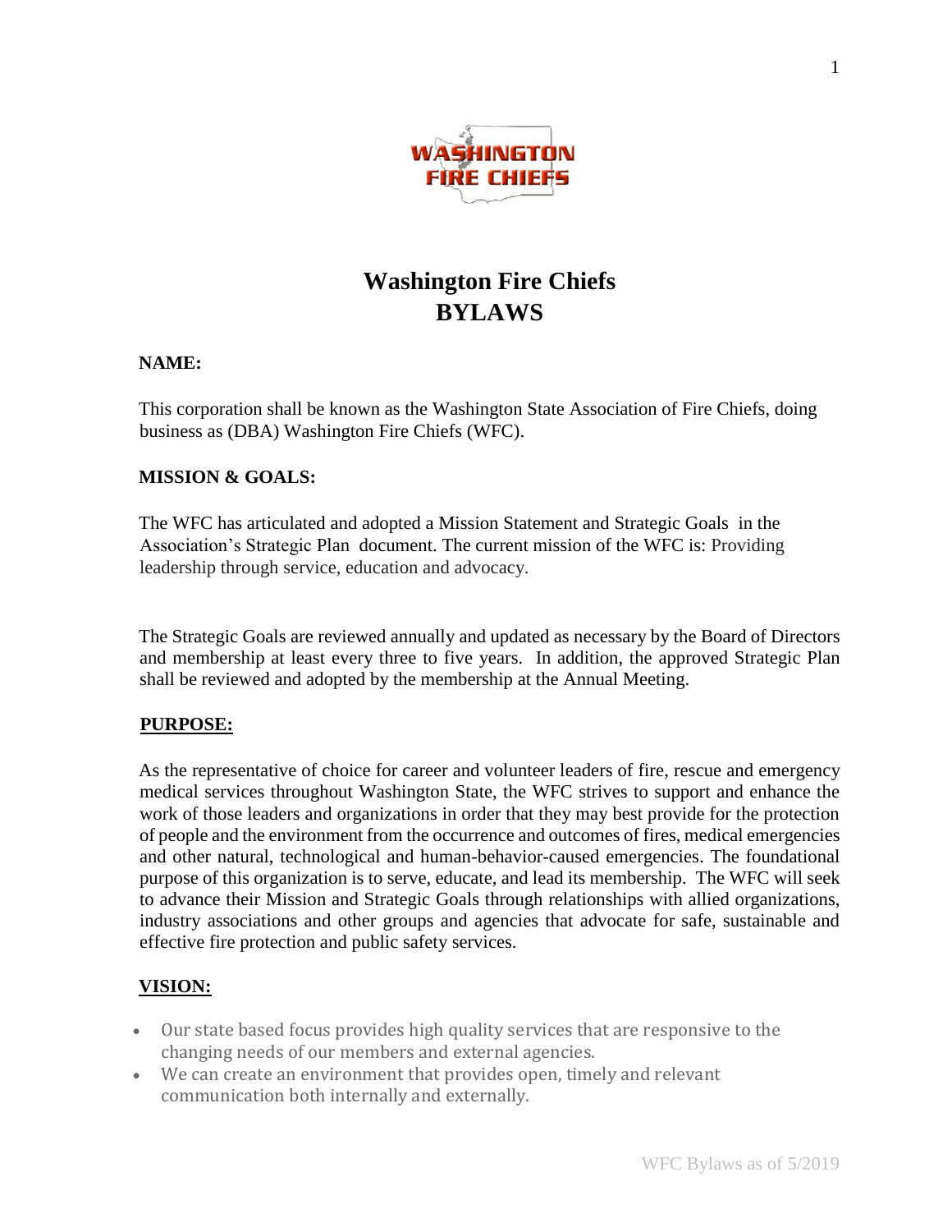# Washington Fire Chiefs
# BYLAWS

**NAME:**

This corporation shall be known as the Washington State Association of Fire Chiefs, doing business as (DBA) Washington Fire Chiefs (WFC).

**MISSION & GOALS:**

The WFC has articulated and adopted a Mission Statement and Strategic Goals in the Association's Strategic Plan document. The current mission of the WFC is: Providing leadership through service, education and advocacy.

The Strategic Goals are reviewed annually and updated as necessary by the Board of Directors and membership at least every three to five years. In addition, the approved Strategic Plan shall be reviewed and adopted by the membership at the Annual Meeting.

**PURPOSE:**

As the representative of choice for career and volunteer leaders of fire, rescue and emergency medical services throughout Washington State, the WFC strives to support and enhance the work of those leaders and organizations in order that they may best provide for the protection of people and the environment from the occurrence and outcomes of fires, medical emergencies and other natural, technological and human-behavior-caused emergencies. The foundational purpose of this organization is to serve, educate, and lead its membership. The WFC will seek to advance their Mission and Strategic Goals through relationships with allied organizations, industry associations and other groups and agencies that advocate for safe, sustainable and effective fire protection and public safety services.

**VISION:**

- Our state based focus provides high quality services that are responsive to the changing needs of our members and external agencies.
- We can create an environment that provides open, timely and relevant communication both internally and externally.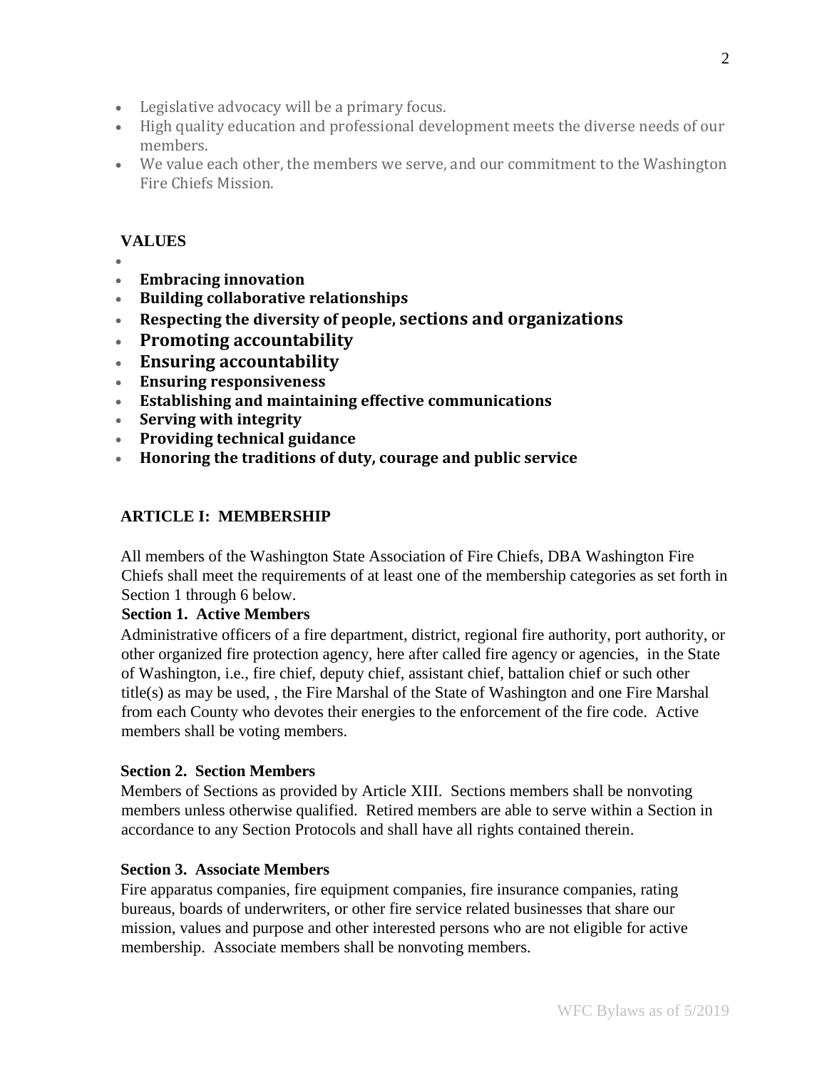- Legislative advocacy will be a primary focus.
- High quality education and professional development meets the diverse needs of our members.
- We value each other, the members we serve, and our commitment to the Washington Fire Chiefs Mission.

## VALUES

- **Embracing innovation**
- **Building collaborative relationships**
- **Respecting the diversity of people, sections and organizations**
- **Promoting accountability**
- **Ensuring accountability**
- **Ensuring responsiveness**
- **Establishing and maintaining effective communications**
- **Serving with integrity**
- **Providing technical guidance**
- **Honoring the traditions of duty, courage and public service**

## ARTICLE I: MEMBERSHIP

All members of the Washington State Association of Fire Chiefs, DBA Washington Fire Chiefs shall meet the requirements of at least one of the membership categories as set forth in Section 1 through 6 below.

**Section 1. Active Members**

Administrative officers of a fire department, district, regional fire authority, port authority, or other organized fire protection agency, here after called fire agency or agencies, in the State of Washington, i.e., fire chief, deputy chief, assistant chief, battalion chief or such other title(s) as may be used, , the Fire Marshal of the State of Washington and one Fire Marshal from each County who devotes their energies to the enforcement of the fire code. Active members shall be voting members.

**Section 2. Section Members**

Members of Sections as provided by Article XIII. Sections members shall be nonvoting members unless otherwise qualified. Retired members are able to serve within a Section in accordance to any Section Protocols and shall have all rights contained therein.

**Section 3. Associate Members**

Fire apparatus companies, fire equipment companies, fire insurance companies, rating bureaus, boards of underwriters, or other fire service related businesses that share our mission, values and purpose and other interested persons who are not eligible for active membership. Associate members shall be nonvoting members.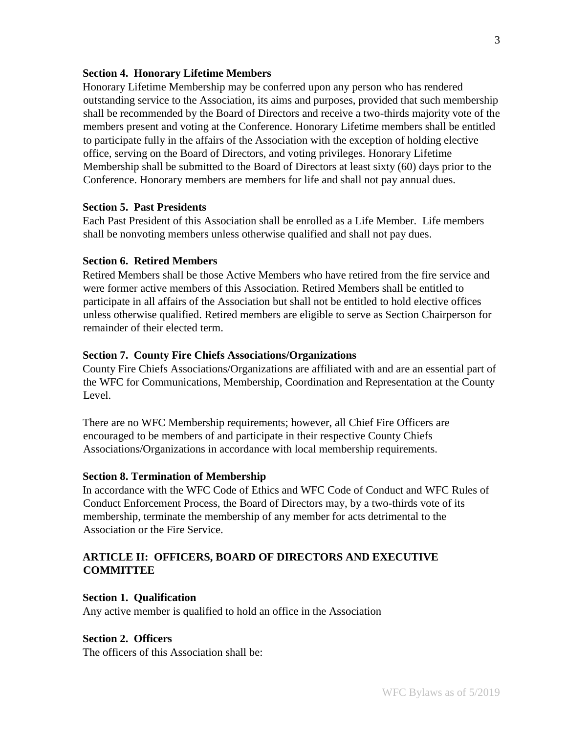### Section 4. Honorary Lifetime Members

Honorary Lifetime Membership may be conferred upon any person who has rendered outstanding service to the Association, its aims and purposes, provided that such membership shall be recommended by the Board of Directors and receive a two-thirds majority vote of the members present and voting at the Conference. Honorary Lifetime members shall be entitled to participate fully in the affairs of the Association with the exception of holding elective office, serving on the Board of Directors, and voting privileges. Honorary Lifetime Membership shall be submitted to the Board of Directors at least sixty (60) days prior to the Conference. Honorary members are members for life and shall not pay annual dues.

### Section 5. Past Presidents

Each Past President of this Association shall be enrolled as a Life Member. Life members shall be nonvoting members unless otherwise qualified and shall not pay dues.

### Section 6. Retired Members

Retired Members shall be those Active Members who have retired from the fire service and were former active members of this Association. Retired Members shall be entitled to participate in all affairs of the Association but shall not be entitled to hold elective offices unless otherwise qualified. Retired members are eligible to serve as Section Chairperson for remainder of their elected term.

### Section 7. County Fire Chiefs Associations/Organizations

County Fire Chiefs Associations/Organizations are affiliated with and are an essential part of the WFC for Communications, Membership, Coordination and Representation at the County Level.

There are no WFC Membership requirements; however, all Chief Fire Officers are encouraged to be members of and participate in their respective County Chiefs Associations/Organizations in accordance with local membership requirements.

### Section 8. Termination of Membership

In accordance with the WFC Code of Ethics and WFC Code of Conduct and WFC Rules of Conduct Enforcement Process, the Board of Directors may, by a two-thirds vote of its membership, terminate the membership of any member for acts detrimental to the Association or the Fire Service.

## ARTICLE II: OFFICERS, BOARD OF DIRECTORS AND EXECUTIVE COMMITTEE

### Section 1. Qualification

Any active member is qualified to hold an office in the Association

### Section 2. Officers

The officers of this Association shall be: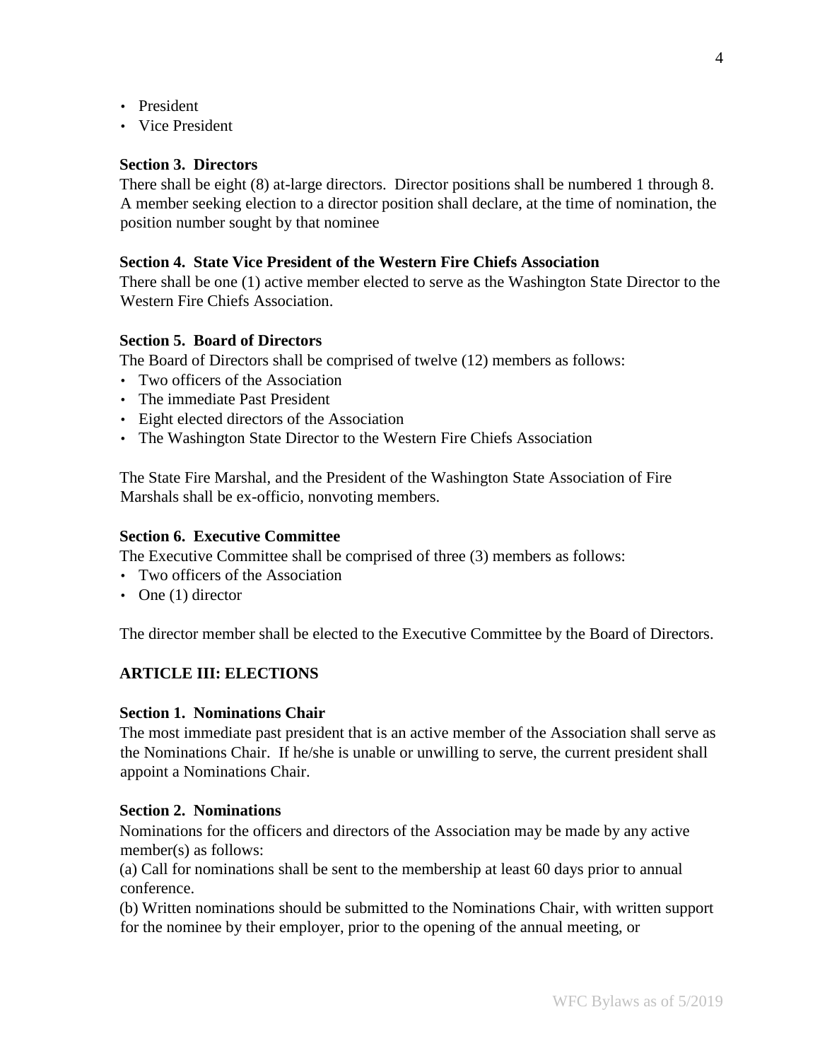- President
- Vice President

**Section 3. Directors**

There shall be eight (8) at-large directors. Director positions shall be numbered 1 through 8. A member seeking election to a director position shall declare, at the time of nomination, the position number sought by that nominee

**Section 4. State Vice President of the Western Fire Chiefs Association**

There shall be one (1) active member elected to serve as the Washington State Director to the Western Fire Chiefs Association.

**Section 5. Board of Directors**

The Board of Directors shall be comprised of twelve (12) members as follows:

- Two officers of the Association
- The immediate Past President
- Eight elected directors of the Association
- The Washington State Director to the Western Fire Chiefs Association

The State Fire Marshal, and the President of the Washington State Association of Fire Marshals shall be ex-officio, nonvoting members.

**Section 6. Executive Committee**

The Executive Committee shall be comprised of three (3) members as follows:

- Two officers of the Association
- One (1) director

The director member shall be elected to the Executive Committee by the Board of Directors.

## ARTICLE III: ELECTIONS

**Section 1. Nominations Chair**

The most immediate past president that is an active member of the Association shall serve as the Nominations Chair. If he/she is unable or unwilling to serve, the current president shall appoint a Nominations Chair.

**Section 2. Nominations**

Nominations for the officers and directors of the Association may be made by any active member(s) as follows:

(a) Call for nominations shall be sent to the membership at least 60 days prior to annual conference.

(b) Written nominations should be submitted to the Nominations Chair, with written support for the nominee by their employer, prior to the opening of the annual meeting, or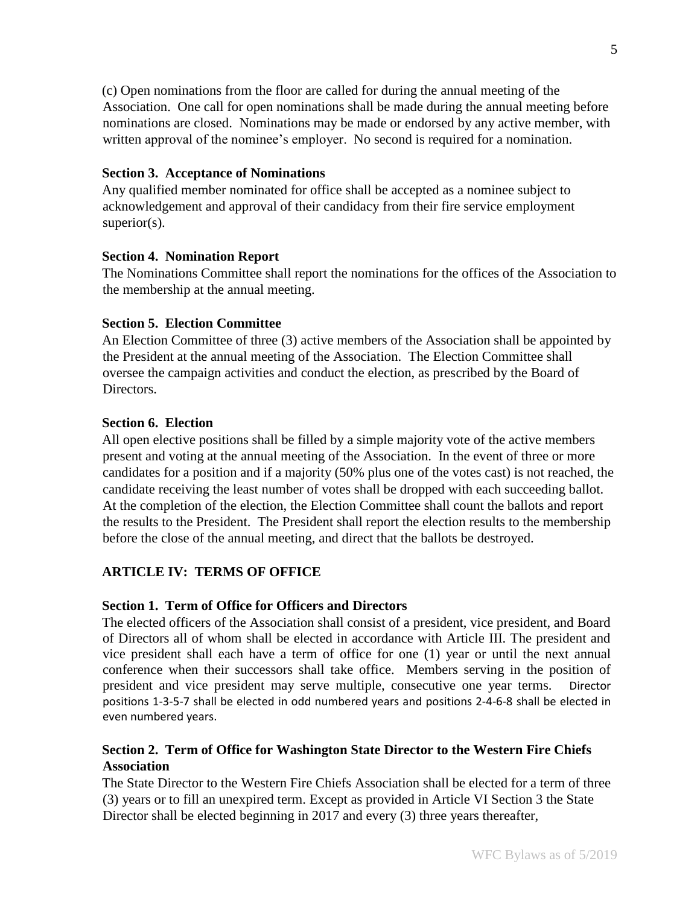(c) Open nominations from the floor are called for during the annual meeting of the Association. One call for open nominations shall be made during the annual meeting before nominations are closed. Nominations may be made or endorsed by any active member, with written approval of the nominee's employer. No second is required for a nomination.

**Section 3. Acceptance of Nominations**

Any qualified member nominated for office shall be accepted as a nominee subject to acknowledgement and approval of their candidacy from their fire service employment superior(s).

**Section 4. Nomination Report**

The Nominations Committee shall report the nominations for the offices of the Association to the membership at the annual meeting.

**Section 5. Election Committee**

An Election Committee of three (3) active members of the Association shall be appointed by the President at the annual meeting of the Association. The Election Committee shall oversee the campaign activities and conduct the election, as prescribed by the Board of Directors.

**Section 6. Election**

All open elective positions shall be filled by a simple majority vote of the active members present and voting at the annual meeting of the Association. In the event of three or more candidates for a position and if a majority (50% plus one of the votes cast) is not reached, the candidate receiving the least number of votes shall be dropped with each succeeding ballot. At the completion of the election, the Election Committee shall count the ballots and report the results to the President. The President shall report the election results to the membership before the close of the annual meeting, and direct that the ballots be destroyed.

## ARTICLE IV: TERMS OF OFFICE

**Section 1. Term of Office for Officers and Directors**

The elected officers of the Association shall consist of a president, vice president, and Board of Directors all of whom shall be elected in accordance with Article III. The president and vice president shall each have a term of office for one (1) year or until the next annual conference when their successors shall take office. Members serving in the position of president and vice president may serve multiple, consecutive one year terms. Director positions 1-3-5-7 shall be elected in odd numbered years and positions 2-4-6-8 shall be elected in even numbered years.

**Section 2. Term of Office for Washington State Director to the Western Fire Chiefs Association**

The State Director to the Western Fire Chiefs Association shall be elected for a term of three (3) years or to fill an unexpired term. Except as provided in Article VI Section 3 the State Director shall be elected beginning in 2017 and every (3) three years thereafter,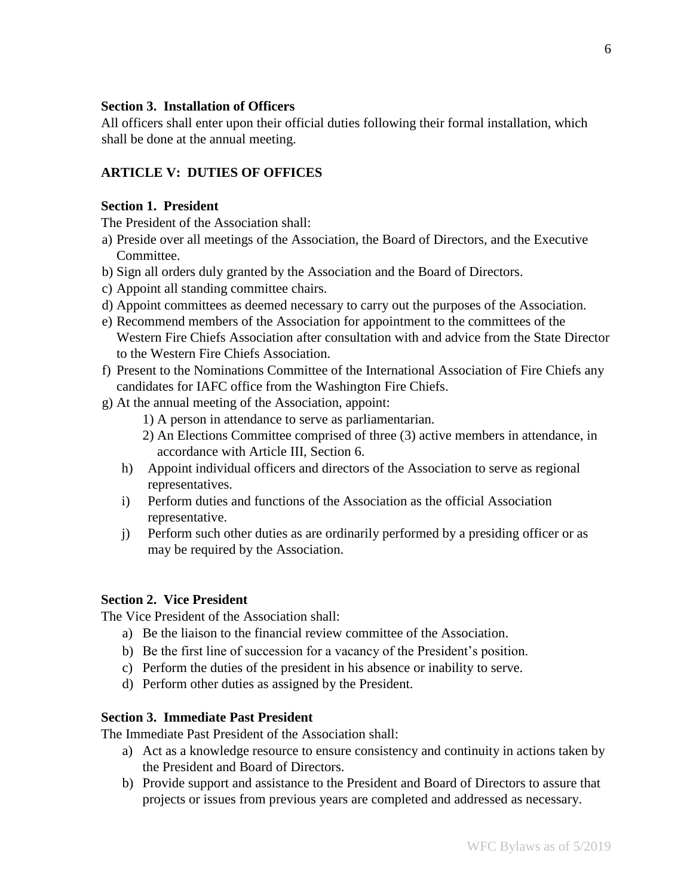**Section 3. Installation of Officers**

All officers shall enter upon their official duties following their formal installation, which shall be done at the annual meeting.

## ARTICLE V: DUTIES OF OFFICES

**Section 1. President**

The President of the Association shall:

a) Preside over all meetings of the Association, the Board of Directors, and the Executive Committee.
b) Sign all orders duly granted by the Association and the Board of Directors.
c) Appoint all standing committee chairs.
d) Appoint committees as deemed necessary to carry out the purposes of the Association.
e) Recommend members of the Association for appointment to the committees of the Western Fire Chiefs Association after consultation with and advice from the State Director to the Western Fire Chiefs Association.
f) Present to the Nominations Committee of the International Association of Fire Chiefs any candidates for IAFC office from the Washington Fire Chiefs.
g) At the annual meeting of the Association, appoint:
    1) A person in attendance to serve as parliamentarian.
    2) An Elections Committee comprised of three (3) active members in attendance, in accordance with Article III, Section 6.
h) Appoint individual officers and directors of the Association to serve as regional representatives.
i) Perform duties and functions of the Association as the official Association representative.
j) Perform such other duties as are ordinarily performed by a presiding officer or as may be required by the Association.

**Section 2. Vice President**

The Vice President of the Association shall:

a) Be the liaison to the financial review committee of the Association.
b) Be the first line of succession for a vacancy of the President's position.
c) Perform the duties of the president in his absence or inability to serve.
d) Perform other duties as assigned by the President.

**Section 3. Immediate Past President**

The Immediate Past President of the Association shall:

a) Act as a knowledge resource to ensure consistency and continuity in actions taken by the President and Board of Directors.
b) Provide support and assistance to the President and Board of Directors to assure that projects or issues from previous years are completed and addressed as necessary.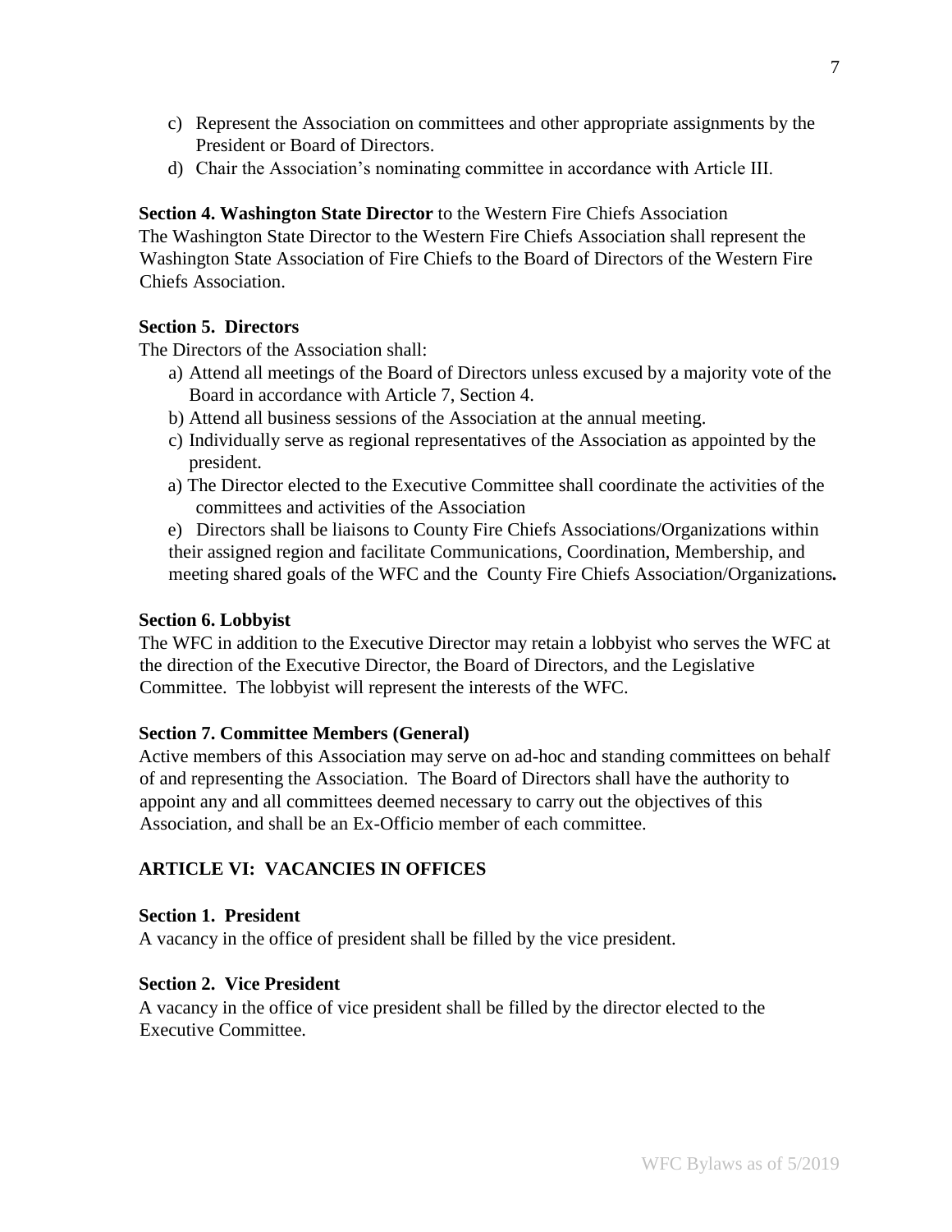c) Represent the Association on committees and other appropriate assignments by the President or Board of Directors.
d) Chair the Association's nominating committee in accordance with Article III.

**Section 4. Washington State Director** to the Western Fire Chiefs Association
The Washington State Director to the Western Fire Chiefs Association shall represent the Washington State Association of Fire Chiefs to the Board of Directors of the Western Fire Chiefs Association.

**Section 5. Directors**
The Directors of the Association shall:

a) Attend all meetings of the Board of Directors unless excused by a majority vote of the Board in accordance with Article 7, Section 4.
b) Attend all business sessions of the Association at the annual meeting.
c) Individually serve as regional representatives of the Association as appointed by the president.
a) The Director elected to the Executive Committee shall coordinate the activities of the committees and activities of the Association
e) Directors shall be liaisons to County Fire Chiefs Associations/Organizations within their assigned region and facilitate Communications, Coordination, Membership, and meeting shared goals of the WFC and the County Fire Chiefs Association/Organizations**.**

**Section 6. Lobbyist**
The WFC in addition to the Executive Director may retain a lobbyist who serves the WFC at the direction of the Executive Director, the Board of Directors, and the Legislative Committee. The lobbyist will represent the interests of the WFC.

**Section 7. Committee Members (General)**
Active members of this Association may serve on ad-hoc and standing committees on behalf of and representing the Association. The Board of Directors shall have the authority to appoint any and all committees deemed necessary to carry out the objectives of this Association, and shall be an Ex-Officio member of each committee.

## ARTICLE VI: VACANCIES IN OFFICES

**Section 1. President**
A vacancy in the office of president shall be filled by the vice president.

**Section 2. Vice President**
A vacancy in the office of vice president shall be filled by the director elected to the Executive Committee.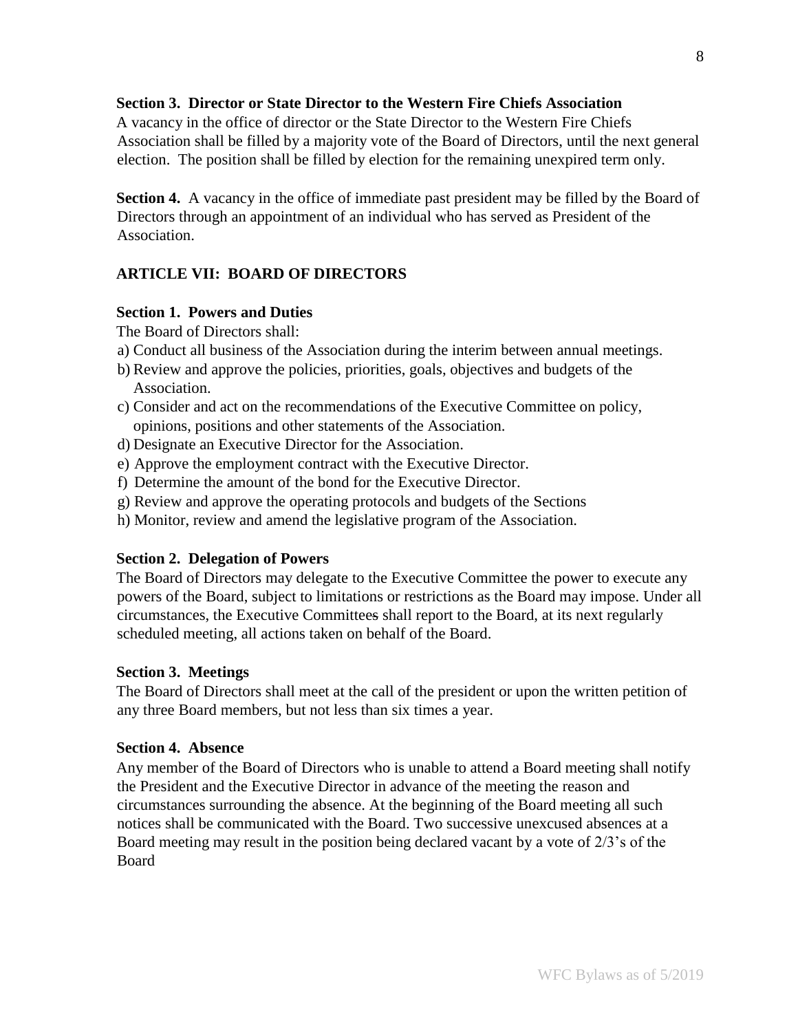**Section 3. Director or State Director to the Western Fire Chiefs Association**
A vacancy in the office of director or the State Director to the Western Fire Chiefs Association shall be filled by a majority vote of the Board of Directors, until the next general election. The position shall be filled by election for the remaining unexpired term only.

**Section 4.** A vacancy in the office of immediate past president may be filled by the Board of Directors through an appointment of an individual who has served as President of the Association.

## ARTICLE VII: BOARD OF DIRECTORS

**Section 1. Powers and Duties**
The Board of Directors shall:

a) Conduct all business of the Association during the interim between annual meetings.
b) Review and approve the policies, priorities, goals, objectives and budgets of the Association.
c) Consider and act on the recommendations of the Executive Committee on policy, opinions, positions and other statements of the Association.
d) Designate an Executive Director for the Association.
e) Approve the employment contract with the Executive Director.
f) Determine the amount of the bond for the Executive Director.
g) Review and approve the operating protocols and budgets of the Sections
h) Monitor, review and amend the legislative program of the Association.

**Section 2. Delegation of Powers**
The Board of Directors may delegate to the Executive Committee the power to execute any powers of the Board, subject to limitations or restrictions as the Board may impose. Under all circumstances, the Executive Committees shall report to the Board, at its next regularly scheduled meeting, all actions taken on behalf of the Board.

**Section 3. Meetings**
The Board of Directors shall meet at the call of the president or upon the written petition of any three Board members, but not less than six times a year.

**Section 4. Absence**
Any member of the Board of Directors who is unable to attend a Board meeting shall notify the President and the Executive Director in advance of the meeting the reason and circumstances surrounding the absence. At the beginning of the Board meeting all such notices shall be communicated with the Board. Two successive unexcused absences at a Board meeting may result in the position being declared vacant by a vote of 2/3's of the Board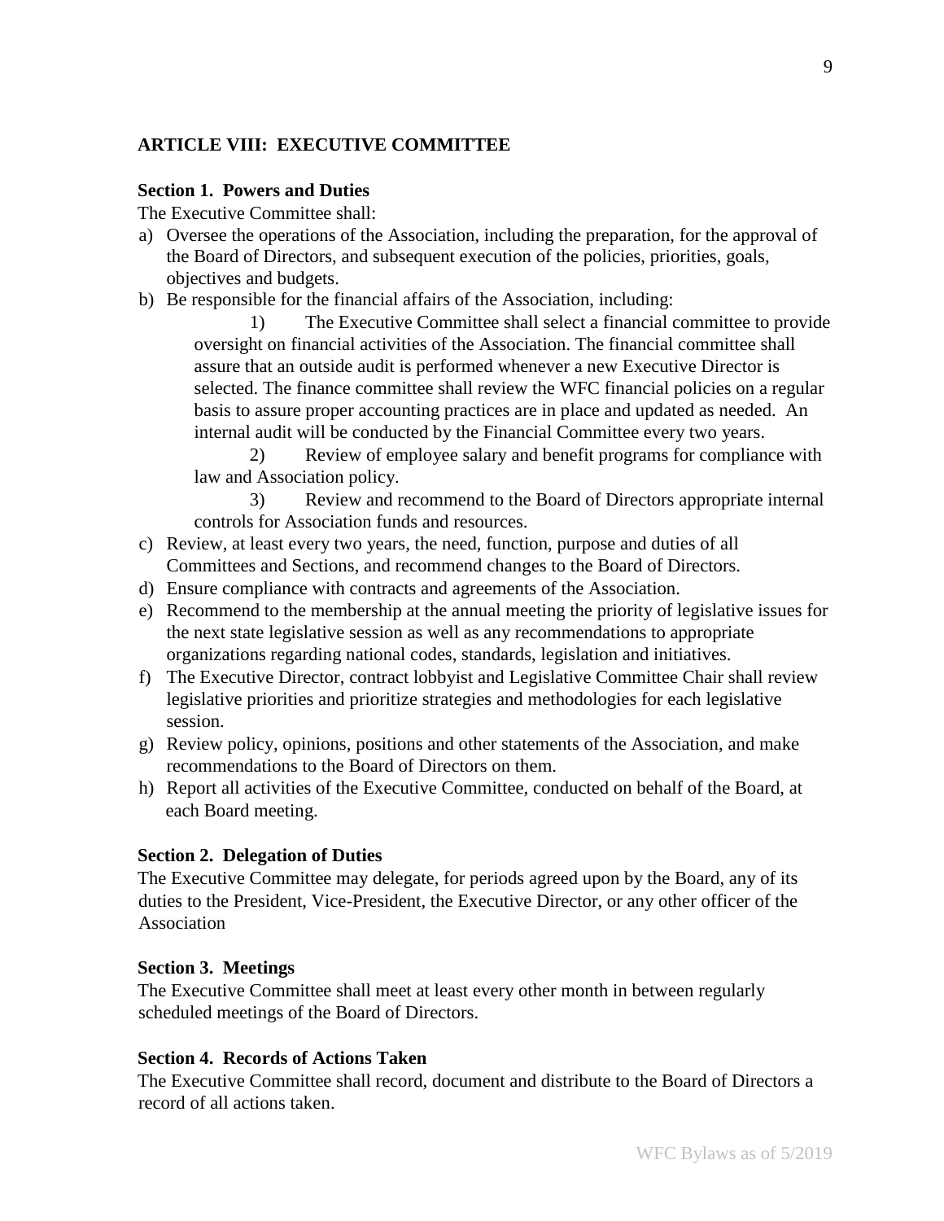## ARTICLE VIII: EXECUTIVE COMMITTEE

### Section 1. Powers and Duties

The Executive Committee shall:

a) Oversee the operations of the Association, including the preparation, for the approval of the Board of Directors, and subsequent execution of the policies, priorities, goals, objectives and budgets.
b) Be responsible for the financial affairs of the Association, including:
   1) The Executive Committee shall select a financial committee to provide oversight on financial activities of the Association. The financial committee shall assure that an outside audit is performed whenever a new Executive Director is selected. The finance committee shall review the WFC financial policies on a regular basis to assure proper accounting practices are in place and updated as needed. An internal audit will be conducted by the Financial Committee every two years.
   2) Review of employee salary and benefit programs for compliance with law and Association policy.
   3) Review and recommend to the Board of Directors appropriate internal controls for Association funds and resources.
c) Review, at least every two years, the need, function, purpose and duties of all Committees and Sections, and recommend changes to the Board of Directors.
d) Ensure compliance with contracts and agreements of the Association.
e) Recommend to the membership at the annual meeting the priority of legislative issues for the next state legislative session as well as any recommendations to appropriate organizations regarding national codes, standards, legislation and initiatives.
f) The Executive Director, contract lobbyist and Legislative Committee Chair shall review legislative priorities and prioritize strategies and methodologies for each legislative session.
g) Review policy, opinions, positions and other statements of the Association, and make recommendations to the Board of Directors on them.
h) Report all activities of the Executive Committee, conducted on behalf of the Board, at each Board meeting.

### Section 2. Delegation of Duties

The Executive Committee may delegate, for periods agreed upon by the Board, any of its duties to the President, Vice-President, the Executive Director, or any other officer of the Association

### Section 3. Meetings

The Executive Committee shall meet at least every other month in between regularly scheduled meetings of the Board of Directors.

### Section 4. Records of Actions Taken

The Executive Committee shall record, document and distribute to the Board of Directors a record of all actions taken.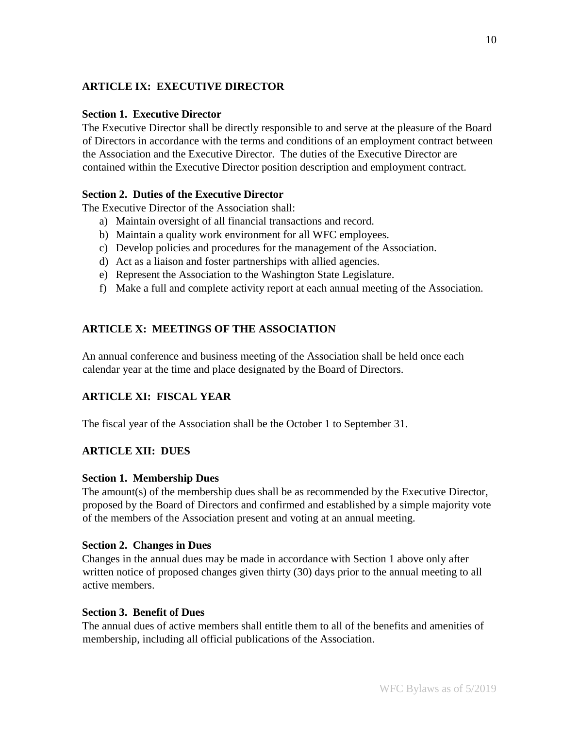## ARTICLE IX: EXECUTIVE DIRECTOR

### Section 1. Executive Director

The Executive Director shall be directly responsible to and serve at the pleasure of the Board of Directors in accordance with the terms and conditions of an employment contract between the Association and the Executive Director. The duties of the Executive Director are contained within the Executive Director position description and employment contract.

### Section 2. Duties of the Executive Director

The Executive Director of the Association shall:

a) Maintain oversight of all financial transactions and record.
b) Maintain a quality work environment for all WFC employees.
c) Develop policies and procedures for the management of the Association.
d) Act as a liaison and foster partnerships with allied agencies.
e) Represent the Association to the Washington State Legislature.
f) Make a full and complete activity report at each annual meeting of the Association.

## ARTICLE X: MEETINGS OF THE ASSOCIATION

An annual conference and business meeting of the Association shall be held once each calendar year at the time and place designated by the Board of Directors.

## ARTICLE XI: FISCAL YEAR

The fiscal year of the Association shall be the October 1 to September 31.

## ARTICLE XII: DUES

### Section 1. Membership Dues

The amount(s) of the membership dues shall be as recommended by the Executive Director, proposed by the Board of Directors and confirmed and established by a simple majority vote of the members of the Association present and voting at an annual meeting.

### Section 2. Changes in Dues

Changes in the annual dues may be made in accordance with Section 1 above only after written notice of proposed changes given thirty (30) days prior to the annual meeting to all active members.

### Section 3. Benefit of Dues

The annual dues of active members shall entitle them to all of the benefits and amenities of membership, including all official publications of the Association.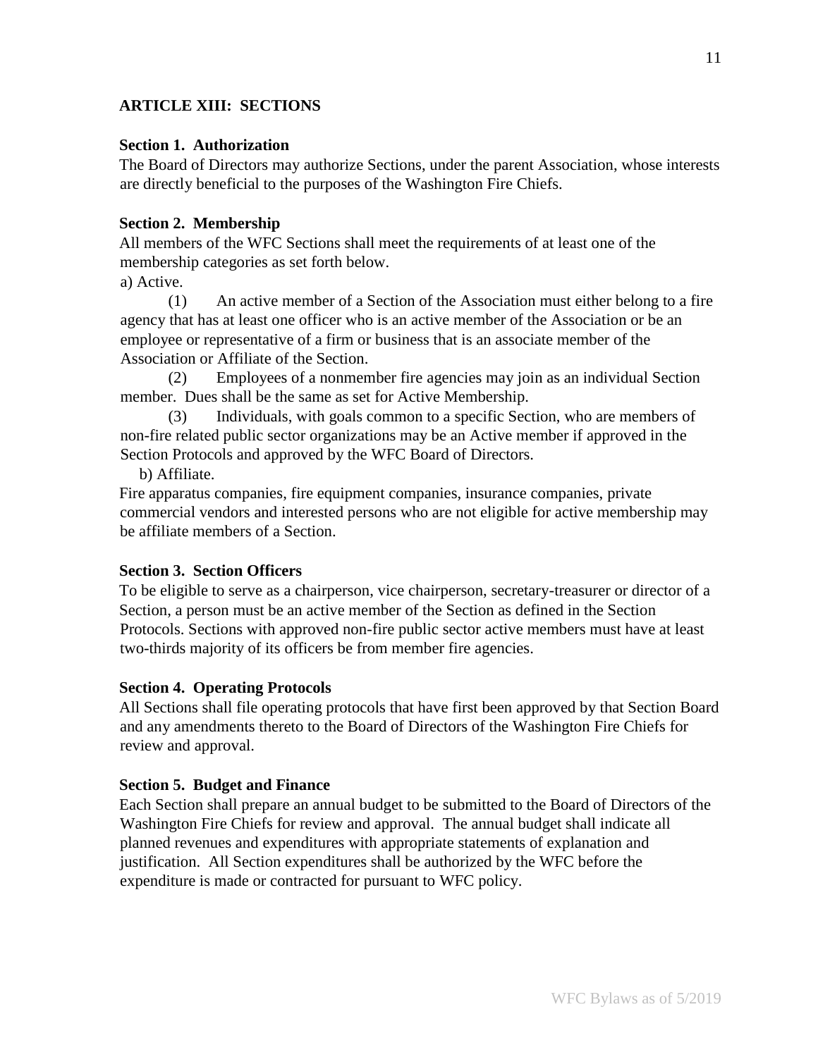## ARTICLE XIII: SECTIONS

### Section 1. Authorization

The Board of Directors may authorize Sections, under the parent Association, whose interests are directly beneficial to the purposes of the Washington Fire Chiefs.

### Section 2. Membership

All members of the WFC Sections shall meet the requirements of at least one of the membership categories as set forth below.

a) Active.

(1) An active member of a Section of the Association must either belong to a fire agency that has at least one officer who is an active member of the Association or be an employee or representative of a firm or business that is an associate member of the Association or Affiliate of the Section.

(2) Employees of a nonmember fire agencies may join as an individual Section member. Dues shall be the same as set for Active Membership.

(3) Individuals, with goals common to a specific Section, who are members of non-fire related public sector organizations may be an Active member if approved in the Section Protocols and approved by the WFC Board of Directors.

b) Affiliate.

Fire apparatus companies, fire equipment companies, insurance companies, private commercial vendors and interested persons who are not eligible for active membership may be affiliate members of a Section.

### Section 3. Section Officers

To be eligible to serve as a chairperson, vice chairperson, secretary-treasurer or director of a Section, a person must be an active member of the Section as defined in the Section Protocols. Sections with approved non-fire public sector active members must have at least two-thirds majority of its officers be from member fire agencies.

### Section 4. Operating Protocols

All Sections shall file operating protocols that have first been approved by that Section Board and any amendments thereto to the Board of Directors of the Washington Fire Chiefs for review and approval.

### Section 5. Budget and Finance

Each Section shall prepare an annual budget to be submitted to the Board of Directors of the Washington Fire Chiefs for review and approval. The annual budget shall indicate all planned revenues and expenditures with appropriate statements of explanation and justification. All Section expenditures shall be authorized by the WFC before the expenditure is made or contracted for pursuant to WFC policy.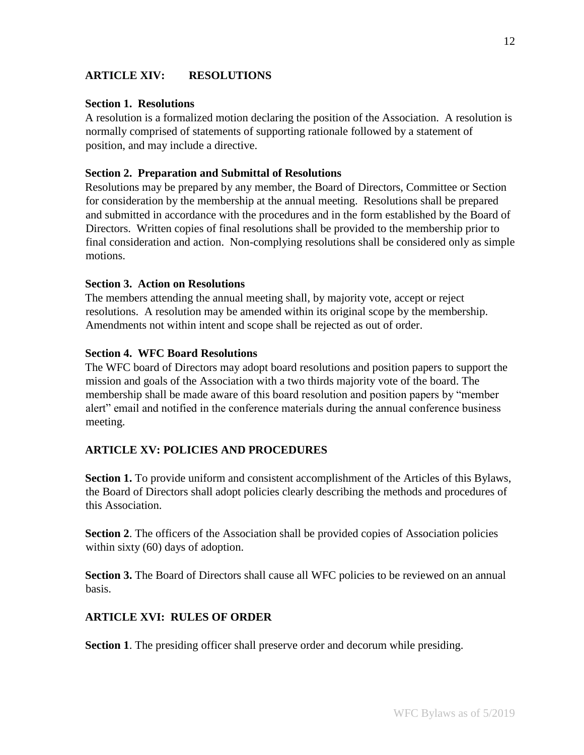## ARTICLE XIV: RESOLUTIONS

**Section 1. Resolutions**

A resolution is a formalized motion declaring the position of the Association. A resolution is normally comprised of statements of supporting rationale followed by a statement of position, and may include a directive.

**Section 2. Preparation and Submittal of Resolutions**

Resolutions may be prepared by any member, the Board of Directors, Committee or Section for consideration by the membership at the annual meeting. Resolutions shall be prepared and submitted in accordance with the procedures and in the form established by the Board of Directors. Written copies of final resolutions shall be provided to the membership prior to final consideration and action. Non-complying resolutions shall be considered only as simple motions.

**Section 3. Action on Resolutions**

The members attending the annual meeting shall, by majority vote, accept or reject resolutions. A resolution may be amended within its original scope by the membership. Amendments not within intent and scope shall be rejected as out of order.

**Section 4. WFC Board Resolutions**

The WFC board of Directors may adopt board resolutions and position papers to support the mission and goals of the Association with a two thirds majority vote of the board. The membership shall be made aware of this board resolution and position papers by "member alert" email and notified in the conference materials during the annual conference business meeting.

## ARTICLE XV: POLICIES AND PROCEDURES

**Section 1.** To provide uniform and consistent accomplishment of the Articles of this Bylaws, the Board of Directors shall adopt policies clearly describing the methods and procedures of this Association.

**Section 2**. The officers of the Association shall be provided copies of Association policies within sixty (60) days of adoption.

**Section 3.** The Board of Directors shall cause all WFC policies to be reviewed on an annual basis.

## ARTICLE XVI: RULES OF ORDER

**Section 1**. The presiding officer shall preserve order and decorum while presiding.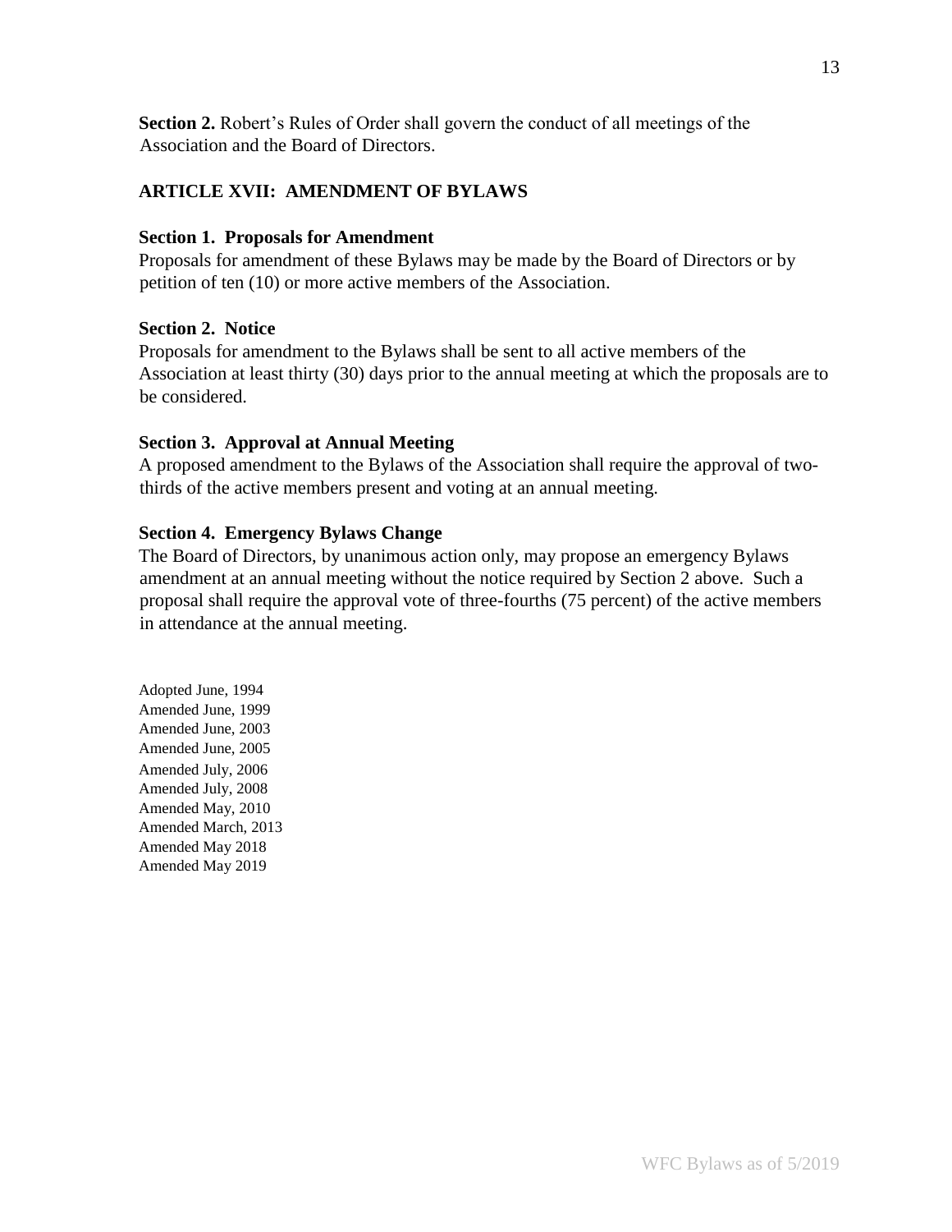**Section 2.** Robert's Rules of Order shall govern the conduct of all meetings of the Association and the Board of Directors.

## ARTICLE XVII: AMENDMENT OF BYLAWS

### Section 1. Proposals for Amendment

Proposals for amendment of these Bylaws may be made by the Board of Directors or by petition of ten (10) or more active members of the Association.

### Section 2. Notice

Proposals for amendment to the Bylaws shall be sent to all active members of the Association at least thirty (30) days prior to the annual meeting at which the proposals are to be considered.

### Section 3. Approval at Annual Meeting

A proposed amendment to the Bylaws of the Association shall require the approval of two-thirds of the active members present and voting at an annual meeting.

### Section 4. Emergency Bylaws Change

The Board of Directors, by unanimous action only, may propose an emergency Bylaws amendment at an annual meeting without the notice required by Section 2 above. Such a proposal shall require the approval vote of three-fourths (75 percent) of the active members in attendance at the annual meeting.

Adopted June, 1994
Amended June, 1999
Amended June, 2003
Amended June, 2005
Amended July, 2006
Amended July, 2008
Amended May, 2010
Amended March, 2013
Amended May 2018
Amended May 2019